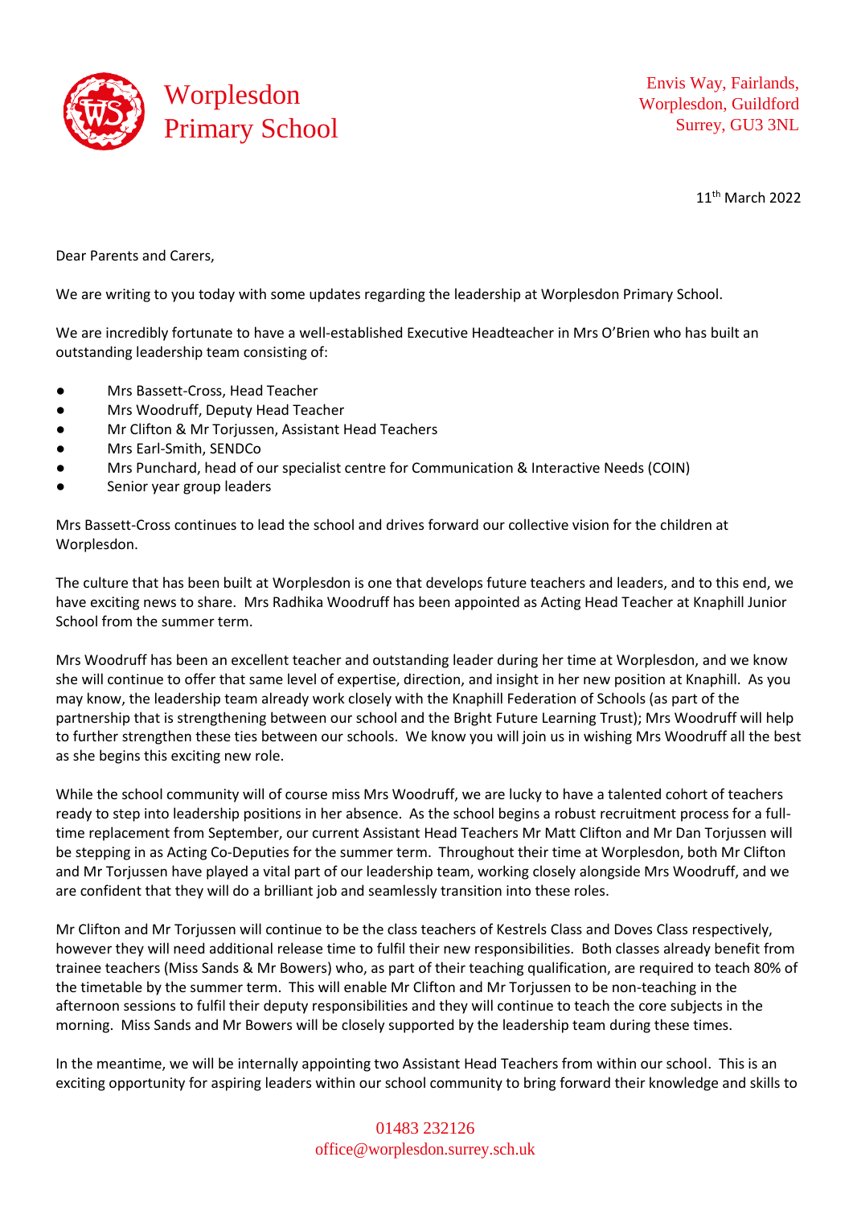# Worplesdon Primary School

Envis Way, Fairlands,
Worplesdon, Guildford
Surrey, GU3 3NL

11th March 2022

Dear Parents and Carers,

We are writing to you today with some updates regarding the leadership at Worplesdon Primary School.

We are incredibly fortunate to have a well-established Executive Headteacher in Mrs O'Brien who has built an outstanding leadership team consisting of:

- Mrs Bassett-Cross, Head Teacher
- Mrs Woodruff, Deputy Head Teacher
- Mr Clifton & Mr Torjussen, Assistant Head Teachers
- Mrs Earl-Smith, SENDCo
- Mrs Punchard, head of our specialist centre for Communication & Interactive Needs (COIN)
- Senior year group leaders

Mrs Bassett-Cross continues to lead the school and drives forward our collective vision for the children at Worplesdon.

The culture that has been built at Worplesdon is one that develops future teachers and leaders, and to this end, we have exciting news to share. Mrs Radhika Woodruff has been appointed as Acting Head Teacher at Knaphill Junior School from the summer term.

Mrs Woodruff has been an excellent teacher and outstanding leader during her time at Worplesdon, and we know she will continue to offer that same level of expertise, direction, and insight in her new position at Knaphill. As you may know, the leadership team already work closely with the Knaphill Federation of Schools (as part of the partnership that is strengthening between our school and the Bright Future Learning Trust); Mrs Woodruff will help to further strengthen these ties between our schools. We know you will join us in wishing Mrs Woodruff all the best as she begins this exciting new role.

While the school community will of course miss Mrs Woodruff, we are lucky to have a talented cohort of teachers ready to step into leadership positions in her absence. As the school begins a robust recruitment process for a full-time replacement from September, our current Assistant Head Teachers Mr Matt Clifton and Mr Dan Torjussen will be stepping in as Acting Co-Deputies for the summer term. Throughout their time at Worplesdon, both Mr Clifton and Mr Torjussen have played a vital part of our leadership team, working closely alongside Mrs Woodruff, and we are confident that they will do a brilliant job and seamlessly transition into these roles.

Mr Clifton and Mr Torjussen will continue to be the class teachers of Kestrels Class and Doves Class respectively, however they will need additional release time to fulfil their new responsibilities. Both classes already benefit from trainee teachers (Miss Sands & Mr Bowers) who, as part of their teaching qualification, are required to teach 80% of the timetable by the summer term. This will enable Mr Clifton and Mr Torjussen to be non-teaching in the afternoon sessions to fulfil their deputy responsibilities and they will continue to teach the core subjects in the morning. Miss Sands and Mr Bowers will be closely supported by the leadership team during these times.

In the meantime, we will be internally appointing two Assistant Head Teachers from within our school. This is an exciting opportunity for aspiring leaders within our school community to bring forward their knowledge and skills to

01483 232126
office@worplesdon.surrey.sch.uk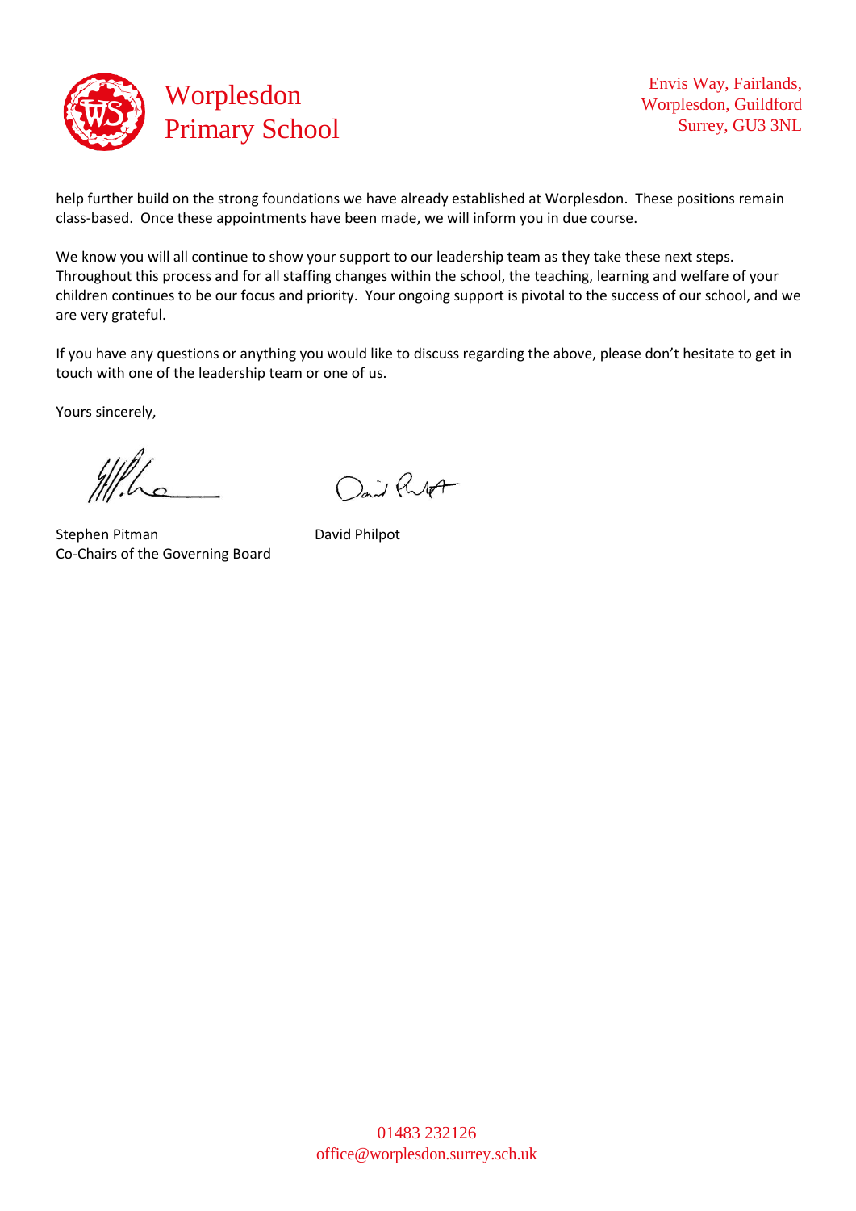help further build on the strong foundations we have already established at Worplesdon. These positions remain class-based. Once these appointments have been made, we will inform you in due course.

We know you will all continue to show your support to our leadership team as they take these next steps. Throughout this process and for all staffing changes within the school, the teaching, learning and welfare of your children continues to be our focus and priority. Your ongoing support is pivotal to the success of our school, and we are very grateful.

If you have any questions or anything you would like to discuss regarding the above, please don't hesitate to get in touch with one of the leadership team or one of us.

Yours sincerely,

Stephen Pitman
David Philpot

Co-Chairs of the Governing Board